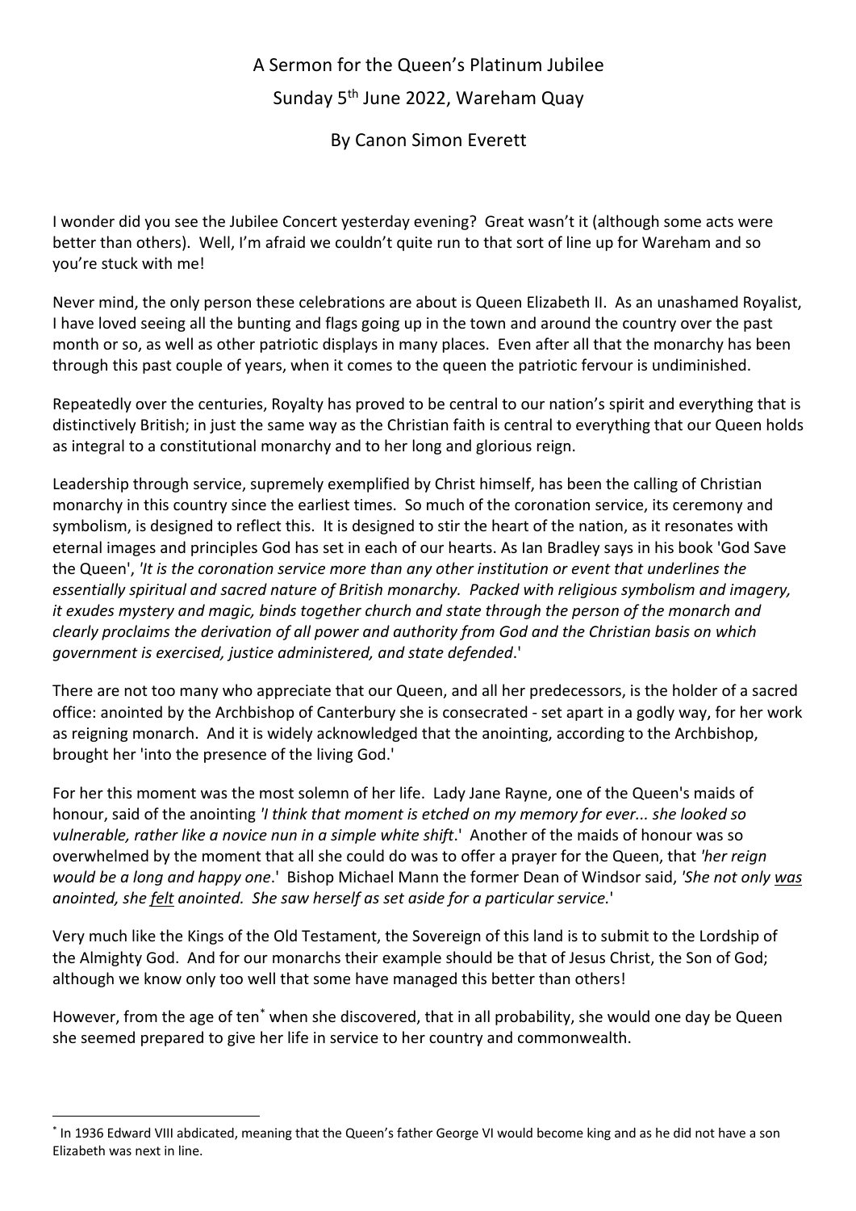# A Sermon for the Queen's Platinum Jubilee

## Sunday 5th June 2022, Wareham Quay

### By Canon Simon Everett

I wonder did you see the Jubilee Concert yesterday evening? Great wasn't it (although some acts were better than others). Well, I'm afraid we couldn't quite run to that sort of line up for Wareham and so you're stuck with me!

Never mind, the only person these celebrations are about is Queen Elizabeth II. As an unashamed Royalist, I have loved seeing all the bunting and flags going up in the town and around the country over the past month or so, as well as other patriotic displays in many places. Even after all that the monarchy has been through this past couple of years, when it comes to the queen the patriotic fervour is undiminished.

Repeatedly over the centuries, Royalty has proved to be central to our nation's spirit and everything that is distinctively British; in just the same way as the Christian faith is central to everything that our Queen holds as integral to a constitutional monarchy and to her long and glorious reign.

Leadership through service, supremely exemplified by Christ himself, has been the calling of Christian monarchy in this country since the earliest times. So much of the coronation service, its ceremony and symbolism, is designed to reflect this. It is designed to stir the heart of the nation, as it resonates with eternal images and principles God has set in each of our hearts. As Ian Bradley says in his book 'God Save the Queen', *'It is the coronation service more than any other institution or event that underlines the essentially spiritual and sacred nature of British monarchy. Packed with religious symbolism and imagery, it exudes mystery and magic, binds together church and state through the person of the monarch and clearly proclaims the derivation of all power and authority from God and the Christian basis on which government is exercised, justice administered, and state defended*.'

There are not too many who appreciate that our Queen, and all her predecessors, is the holder of a sacred office: anointed by the Archbishop of Canterbury she is consecrated - set apart in a godly way, for her work as reigning monarch. And it is widely acknowledged that the anointing, according to the Archbishop, brought her 'into the presence of the living God.'

For her this moment was the most solemn of her life. Lady Jane Rayne, one of the Queen's maids of honour, said of the anointing *'I think that moment is etched on my memory for ever... she looked so vulnerable, rather like a novice nun in a simple white shift*.' Another of the maids of honour was so overwhelmed by the moment that all she could do was to offer a prayer for the Queen, that *'her reign would be a long and happy one*.' Bishop Michael Mann the former Dean of Windsor said, *'She not only <u>was</u> anointed, she <u>felt</u> anointed. She saw herself as set aside for a particular service.*'

Very much like the Kings of the Old Testament, the Sovereign of this land is to submit to the Lordship of the Almighty God. And for our monarchs their example should be that of Jesus Christ, the Son of God; although we know only too well that some have managed this better than others!

However, from the age of ten[*] when she discovered, that in all probability, she would one day be Queen she seemed prepared to give her life in service to her country and commonwealth.

---

[*] In 1936 Edward VIII abdicated, meaning that the Queen's father George VI would become king and as he did not have a son Elizabeth was next in line.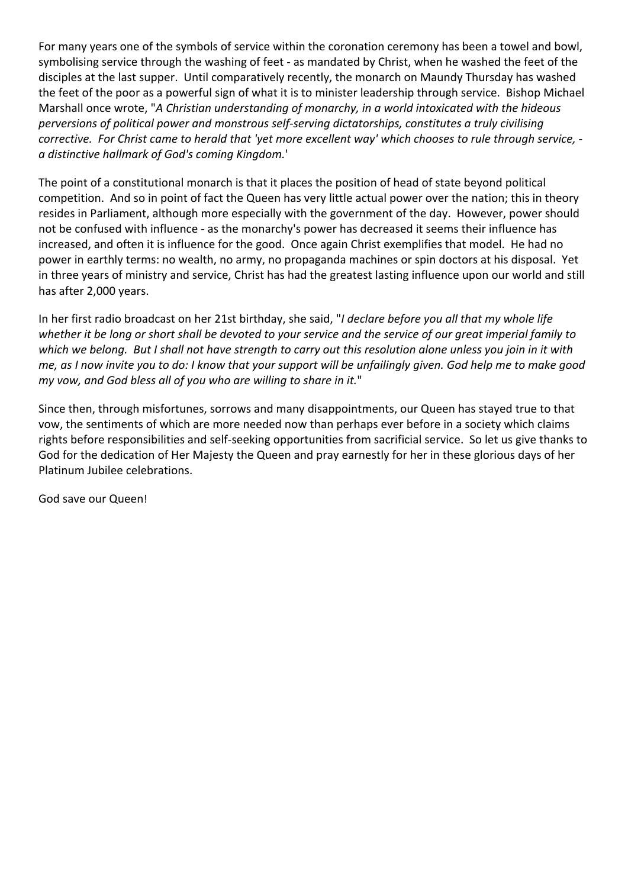For many years one of the symbols of service within the coronation ceremony has been a towel and bowl, symbolising service through the washing of feet - as mandated by Christ, when he washed the feet of the disciples at the last supper. Until comparatively recently, the monarch on Maundy Thursday has washed the feet of the poor as a powerful sign of what it is to minister leadership through service. Bishop Michael Marshall once wrote, "*A Christian understanding of monarchy, in a world intoxicated with the hideous perversions of political power and monstrous self-serving dictatorships, constitutes a truly civilising corrective. For Christ came to herald that 'yet more excellent way' which chooses to rule through service, - a distinctive hallmark of God's coming Kingdom.*'

The point of a constitutional monarch is that it places the position of head of state beyond political competition. And so in point of fact the Queen has very little actual power over the nation; this in theory resides in Parliament, although more especially with the government of the day. However, power should not be confused with influence - as the monarchy's power has decreased it seems their influence has increased, and often it is influence for the good. Once again Christ exemplifies that model. He had no power in earthly terms: no wealth, no army, no propaganda machines or spin doctors at his disposal. Yet in three years of ministry and service, Christ has had the greatest lasting influence upon our world and still has after 2,000 years.

In her first radio broadcast on her 21st birthday, she said, "*I declare before you all that my whole life whether it be long or short shall be devoted to your service and the service of our great imperial family to which we belong. But I shall not have strength to carry out this resolution alone unless you join in it with me, as I now invite you to do: I know that your support will be unfailingly given. God help me to make good my vow, and God bless all of you who are willing to share in it.*"

Since then, through misfortunes, sorrows and many disappointments, our Queen has stayed true to that vow, the sentiments of which are more needed now than perhaps ever before in a society which claims rights before responsibilities and self-seeking opportunities from sacrificial service. So let us give thanks to God for the dedication of Her Majesty the Queen and pray earnestly for her in these glorious days of her Platinum Jubilee celebrations.

God save our Queen!